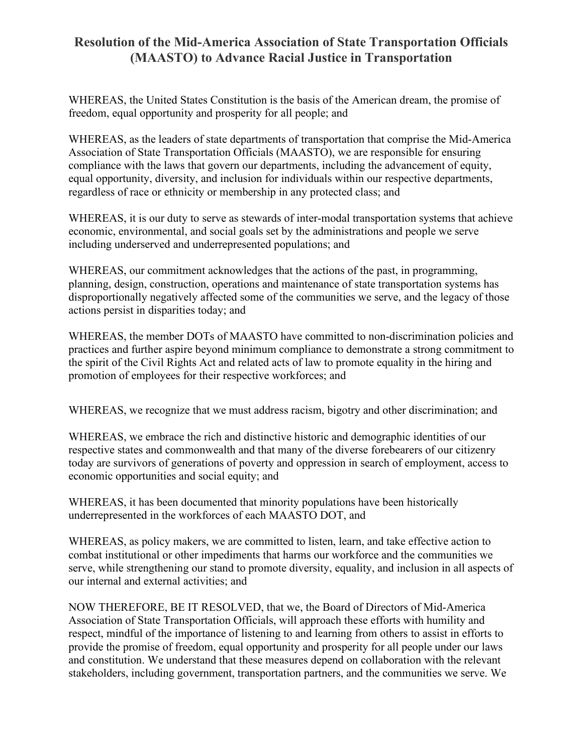# Resolution of the Mid-America Association of State Transportation Officials (MAASTO) to Advance Racial Justice in Transportation

WHEREAS, the United States Constitution is the basis of the American dream, the promise of freedom, equal opportunity and prosperity for all people; and

WHEREAS, as the leaders of state departments of transportation that comprise the Mid-America Association of State Transportation Officials (MAASTO), we are responsible for ensuring compliance with the laws that govern our departments, including the advancement of equity, equal opportunity, diversity, and inclusion for individuals within our respective departments, regardless of race or ethnicity or membership in any protected class; and

WHEREAS, it is our duty to serve as stewards of inter-modal transportation systems that achieve economic, environmental, and social goals set by the administrations and people we serve including underserved and underrepresented populations; and

WHEREAS, our commitment acknowledges that the actions of the past, in programming, planning, design, construction, operations and maintenance of state transportation systems has disproportionally negatively affected some of the communities we serve, and the legacy of those actions persist in disparities today; and

WHEREAS, the member DOTs of MAASTO have committed to non-discrimination policies and practices and further aspire beyond minimum compliance to demonstrate a strong commitment to the spirit of the Civil Rights Act and related acts of law to promote equality in the hiring and promotion of employees for their respective workforces; and

WHEREAS, we recognize that we must address racism, bigotry and other discrimination; and

WHEREAS, we embrace the rich and distinctive historic and demographic identities of our respective states and commonwealth and that many of the diverse forebearers of our citizenry today are survivors of generations of poverty and oppression in search of employment, access to economic opportunities and social equity; and

WHEREAS, it has been documented that minority populations have been historically underrepresented in the workforces of each MAASTO DOT, and

WHEREAS, as policy makers, we are committed to listen, learn, and take effective action to combat institutional or other impediments that harms our workforce and the communities we serve, while strengthening our stand to promote diversity, equality, and inclusion in all aspects of our internal and external activities; and

NOW THEREFORE, BE IT RESOLVED, that we, the Board of Directors of Mid-America Association of State Transportation Officials, will approach these efforts with humility and respect, mindful of the importance of listening to and learning from others to assist in efforts to provide the promise of freedom, equal opportunity and prosperity for all people under our laws and constitution. We understand that these measures depend on collaboration with the relevant stakeholders, including government, transportation partners, and the communities we serve. We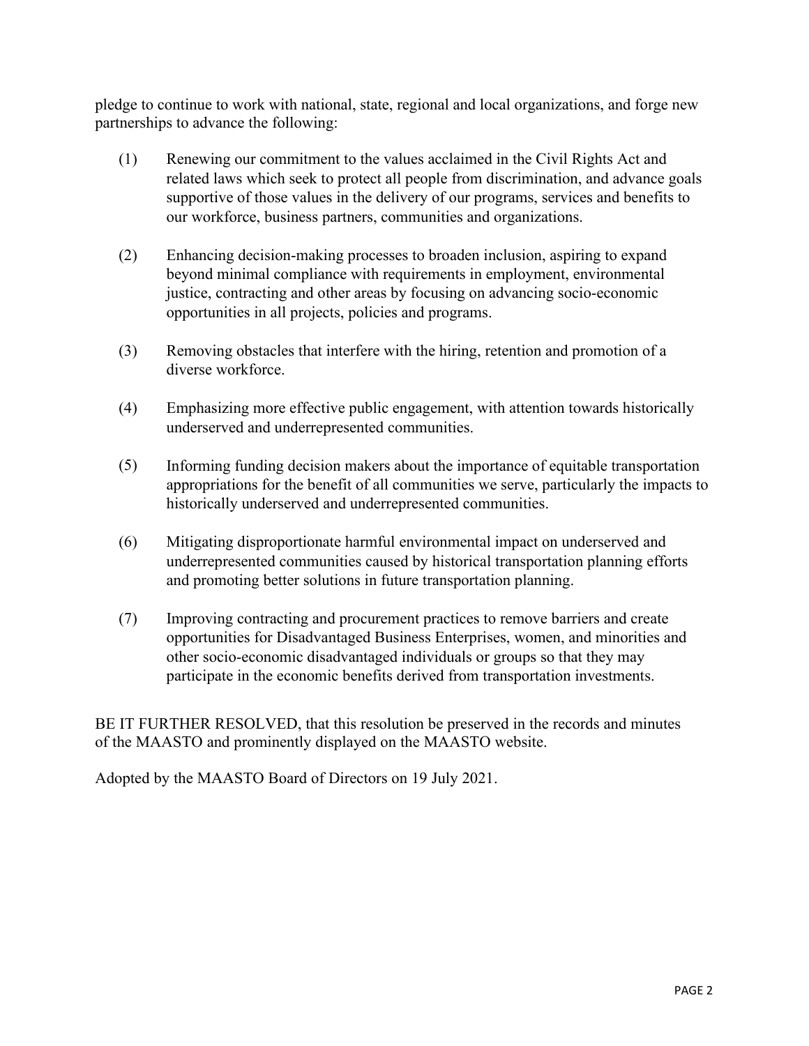pledge to continue to work with national, state, regional and local organizations, and forge new partnerships to advance the following:

(1) Renewing our commitment to the values acclaimed in the Civil Rights Act and related laws which seek to protect all people from discrimination, and advance goals supportive of those values in the delivery of our programs, services and benefits to our workforce, business partners, communities and organizations.

(2) Enhancing decision-making processes to broaden inclusion, aspiring to expand beyond minimal compliance with requirements in employment, environmental justice, contracting and other areas by focusing on advancing socio-economic opportunities in all projects, policies and programs.

(3) Removing obstacles that interfere with the hiring, retention and promotion of a diverse workforce.

(4) Emphasizing more effective public engagement, with attention towards historically underserved and underrepresented communities.

(5) Informing funding decision makers about the importance of equitable transportation appropriations for the benefit of all communities we serve, particularly the impacts to historically underserved and underrepresented communities.

(6) Mitigating disproportionate harmful environmental impact on underserved and underrepresented communities caused by historical transportation planning efforts and promoting better solutions in future transportation planning.

(7) Improving contracting and procurement practices to remove barriers and create opportunities for Disadvantaged Business Enterprises, women, and minorities and other socio-economic disadvantaged individuals or groups so that they may participate in the economic benefits derived from transportation investments.

BE IT FURTHER RESOLVED, that this resolution be preserved in the records and minutes of the MAASTO and prominently displayed on the MAASTO website.

Adopted by the MAASTO Board of Directors on 19 July 2021.